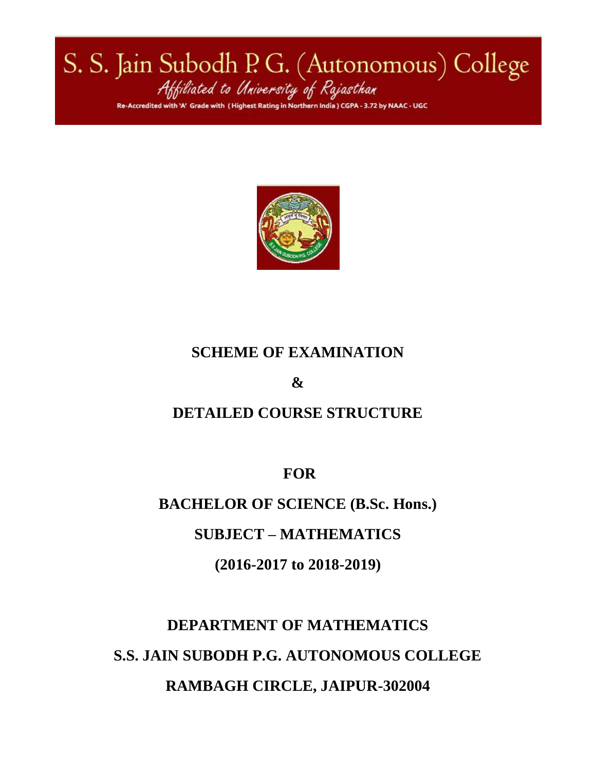# S. S. Jain Subodh P. G. (Autonomous) College

*Affiliated to University of Rajasthan*

Re-Accredited with 'A' Grade with (Highest Rating in Northern India) CGPA - 3.72 by NAAC - UGC

## SCHEME OF EXAMINATION

## &

## DETAILED COURSE STRUCTURE

## FOR

## BACHELOR OF SCIENCE (B.Sc. Hons.)

## SUBJECT – MATHEMATICS

## (2016-2017 to 2018-2019)

## DEPARTMENT OF MATHEMATICS

## S.S. JAIN SUBODH P.G. AUTONOMOUS COLLEGE

## RAMBAGH CIRCLE, JAIPUR-302004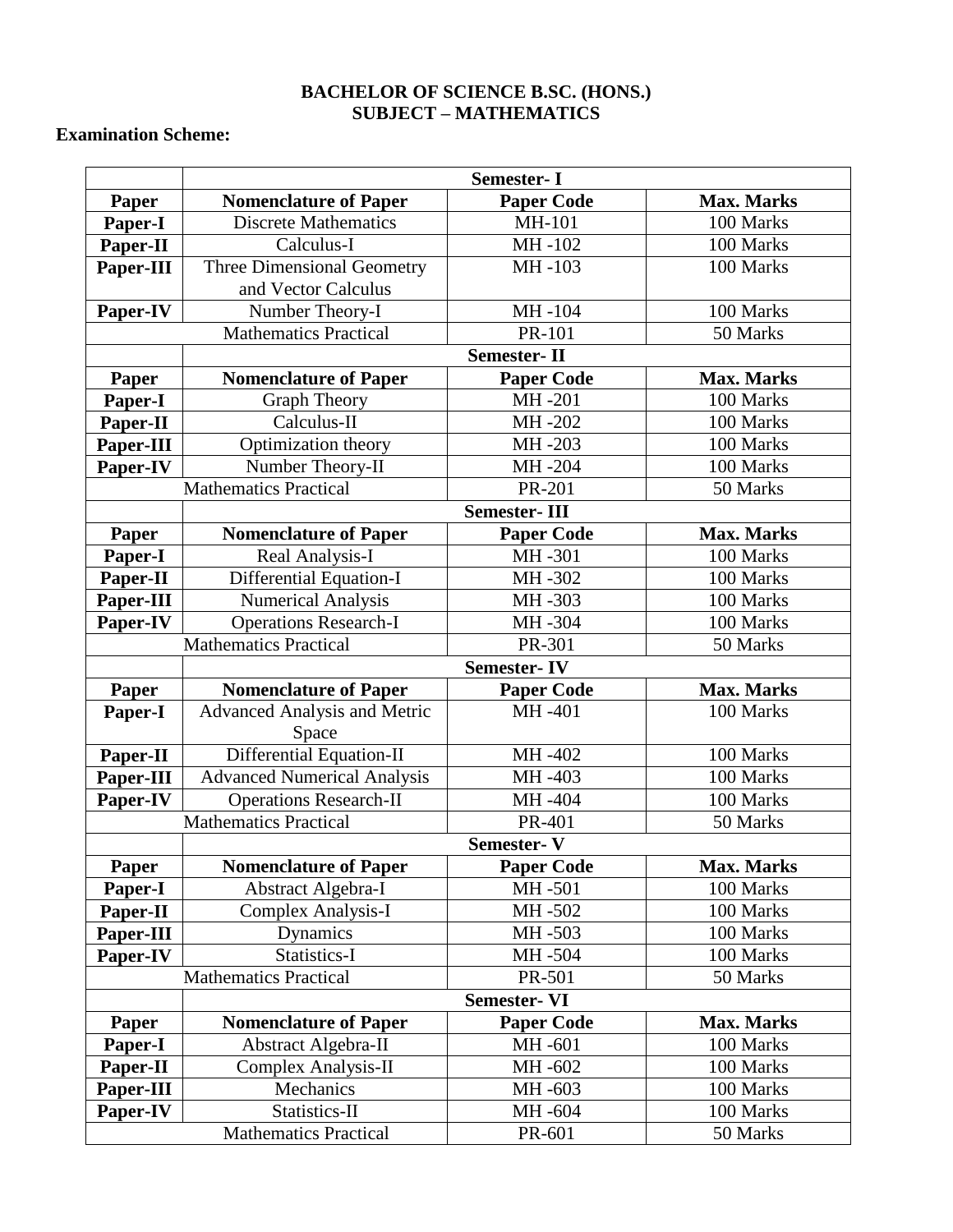**BACHELOR OF SCIENCE B.SC. (HONS.)**
**SUBJECT – MATHEMATICS**

**Examination Scheme:**

| | Semester- I | | |
|---|---|---|---|
| **Paper** | **Nomenclature of Paper** | **Paper Code** | **Max. Marks** |
| **Paper-I** | Discrete Mathematics | MH-101 | 100 Marks |
| **Paper-II** | Calculus-I | MH -102 | 100 Marks |
| **Paper-III** | Three Dimensional Geometry and Vector Calculus | MH -103 | 100 Marks |
| **Paper-IV** | Number Theory-I | MH -104 | 100 Marks |
| | Mathematics Practical | PR-101 | 50 Marks |
| | **Semester- II** | | |
| **Paper** | **Nomenclature of Paper** | **Paper Code** | **Max. Marks** |
| **Paper-I** | Graph Theory | MH -201 | 100 Marks |
| **Paper-II** | Calculus-II | MH -202 | 100 Marks |
| **Paper-III** | Optimization theory | MH -203 | 100 Marks |
| **Paper-IV** | Number Theory-II | MH -204 | 100 Marks |
| | Mathematics Practical | PR-201 | 50 Marks |
| | **Semester- III** | | |
| **Paper** | **Nomenclature of Paper** | **Paper Code** | **Max. Marks** |
| **Paper-I** | Real Analysis-I | MH -301 | 100 Marks |
| **Paper-II** | Differential Equation-I | MH -302 | 100 Marks |
| **Paper-III** | Numerical Analysis | MH -303 | 100 Marks |
| **Paper-IV** | Operations Research-I | MH -304 | 100 Marks |
| | Mathematics Practical | PR-301 | 50 Marks |
| | **Semester- IV** | | |
| **Paper** | **Nomenclature of Paper** | **Paper Code** | **Max. Marks** |
| **Paper-I** | Advanced Analysis and Metric Space | MH -401 | 100 Marks |
| **Paper-II** | Differential Equation-II | MH -402 | 100 Marks |
| **Paper-III** | Advanced Numerical Analysis | MH -403 | 100 Marks |
| **Paper-IV** | Operations Research-II | MH -404 | 100 Marks |
| | Mathematics Practical | PR-401 | 50 Marks |
| | **Semester- V** | | |
| **Paper** | **Nomenclature of Paper** | **Paper Code** | **Max. Marks** |
| **Paper-I** | Abstract Algebra-I | MH -501 | 100 Marks |
| **Paper-II** | Complex Analysis-I | MH -502 | 100 Marks |
| **Paper-III** | Dynamics | MH -503 | 100 Marks |
| **Paper-IV** | Statistics-I | MH -504 | 100 Marks |
| | Mathematics Practical | PR-501 | 50 Marks |
| | **Semester- VI** | | |
| **Paper** | **Nomenclature of Paper** | **Paper Code** | **Max. Marks** |
| **Paper-I** | Abstract Algebra-II | MH -601 | 100 Marks |
| **Paper-II** | Complex Analysis-II | MH -602 | 100 Marks |
| **Paper-III** | Mechanics | MH -603 | 100 Marks |
| **Paper-IV** | Statistics-II | MH -604 | 100 Marks |
| | Mathematics Practical | PR-601 | 50 Marks |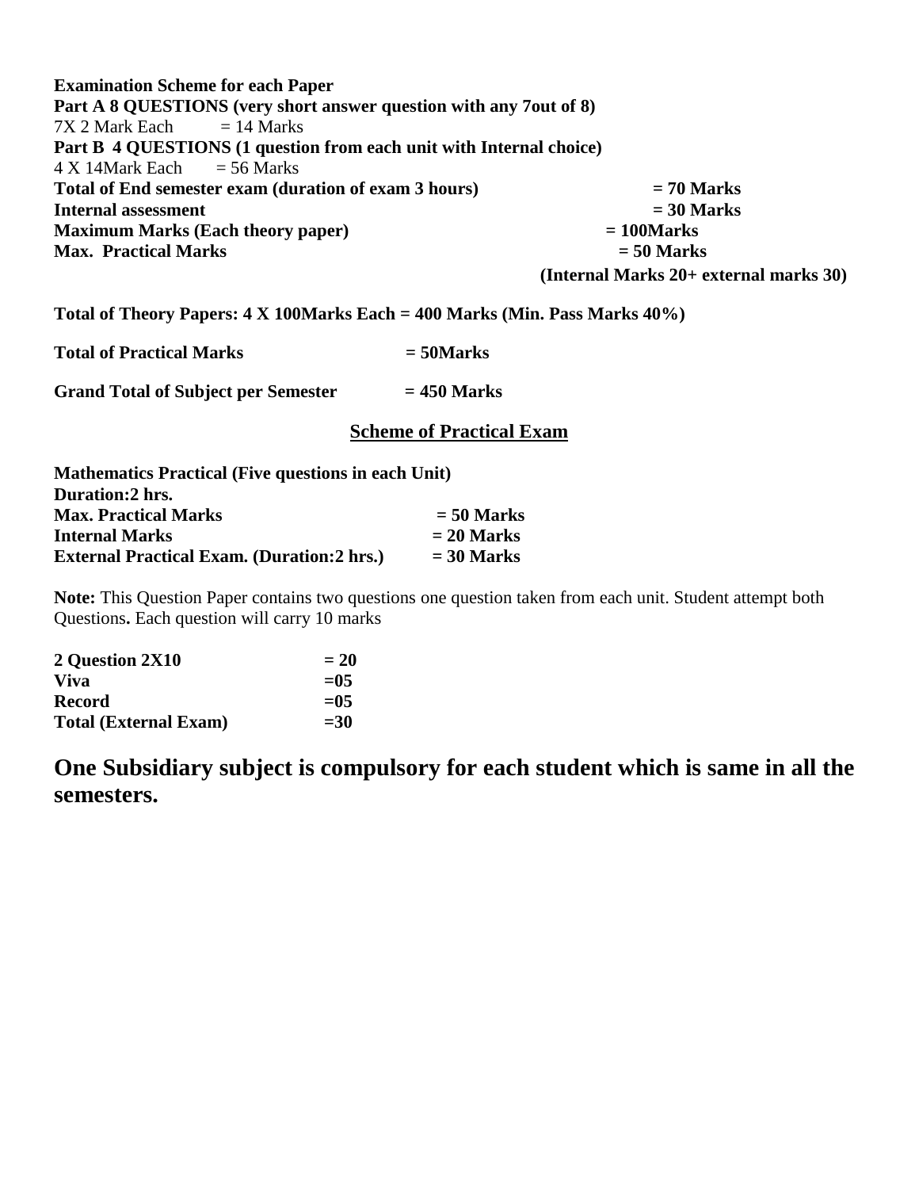**Examination Scheme for each Paper**

**Part A 8 QUESTIONS (very short answer question with any 7out of 8)**

7X 2 Mark Each = 14 Marks

**Part B 4 QUESTIONS (1 question from each unit with Internal choice)**

4 X 14Mark Each = 56 Marks

**Total of End semester exam (duration of exam 3 hours) = 70 Marks**

**Internal assessment = 30 Marks**

**Maximum Marks (Each theory paper) = 100Marks**

**Max. Practical Marks = 50 Marks**

**(Internal Marks 20+ external marks 30)**

**Total of Theory Papers: 4 X 100Marks Each = 400 Marks (Min. Pass Marks 40%)**

**Total of Practical Marks = 50Marks**

**Grand Total of Subject per Semester = 450 Marks**

## Scheme of Practical Exam

**Mathematics Practical (Five questions in each Unit)**

**Duration:2 hrs.**

**Max. Practical Marks = 50 Marks**

**Internal Marks = 20 Marks**

**External Practical Exam. (Duration:2 hrs.) = 30 Marks**

**Note:** This Question Paper contains two questions one question taken from each unit. Student attempt both Questions**.** Each question will carry 10 marks

| | |
|---|---|
| **2 Question 2X10** | **= 20** |
| **Viva** | **=05** |
| **Record** | **=05** |
| **Total (External Exam)** | **=30** |

## One Subsidiary subject is compulsory for each student which is same in all the semesters.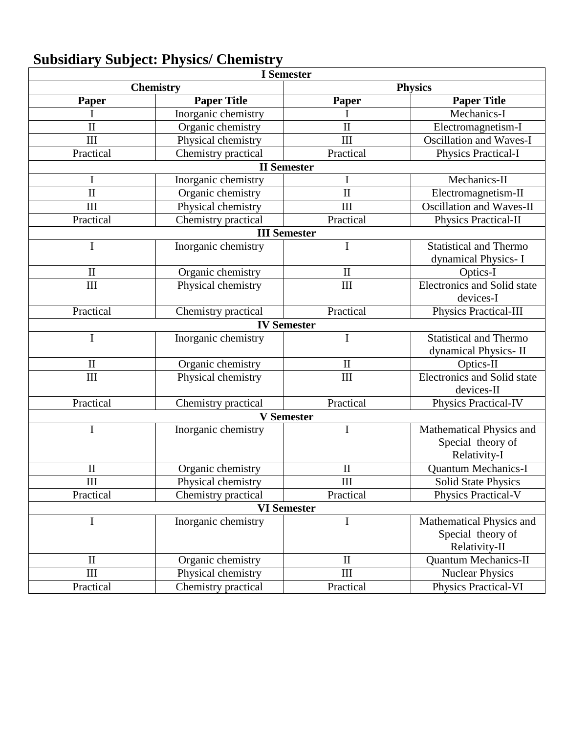## Subsidiary Subject: Physics/ Chemistry

| **I Semester** | | | |
|---|---|---|---|
| **Chemistry** | | **Physics** | |
| **Paper** | **Paper Title** | **Paper** | **Paper Title** |
| I | Inorganic chemistry | I | Mechanics-I |
| II | Organic chemistry | II | Electromagnetism-I |
| III | Physical chemistry | III | Oscillation and Waves-I |
| Practical | Chemistry practical | Practical | Physics Practical-I |
| **II Semester** | | | |
| I | Inorganic chemistry | I | Mechanics-II |
| II | Organic chemistry | II | Electromagnetism-II |
| III | Physical chemistry | III | Oscillation and Waves-II |
| Practical | Chemistry practical | Practical | Physics Practical-II |
| **III Semester** | | | |
| I | Inorganic chemistry | I | Statistical and Thermo dynamical Physics- I |
| II | Organic chemistry | II | Optics-I |
| III | Physical chemistry | III | Electronics and Solid state devices-I |
| Practical | Chemistry practical | Practical | Physics Practical-III |
| **IV Semester** | | | |
| I | Inorganic chemistry | I | Statistical and Thermo dynamical Physics- II |
| II | Organic chemistry | II | Optics-II |
| III | Physical chemistry | III | Electronics and Solid state devices-II |
| Practical | Chemistry practical | Practical | Physics Practical-IV |
| **V Semester** | | | |
| I | Inorganic chemistry | I | Mathematical Physics and Special theory of Relativity-I |
| II | Organic chemistry | II | Quantum Mechanics-I |
| III | Physical chemistry | III | Solid State Physics |
| Practical | Chemistry practical | Practical | Physics Practical-V |
| **VI Semester** | | | |
| I | Inorganic chemistry | I | Mathematical Physics and Special theory of Relativity-II |
| II | Organic chemistry | II | Quantum Mechanics-II |
| III | Physical chemistry | III | Nuclear Physics |
| Practical | Chemistry practical | Practical | Physics Practical-VI |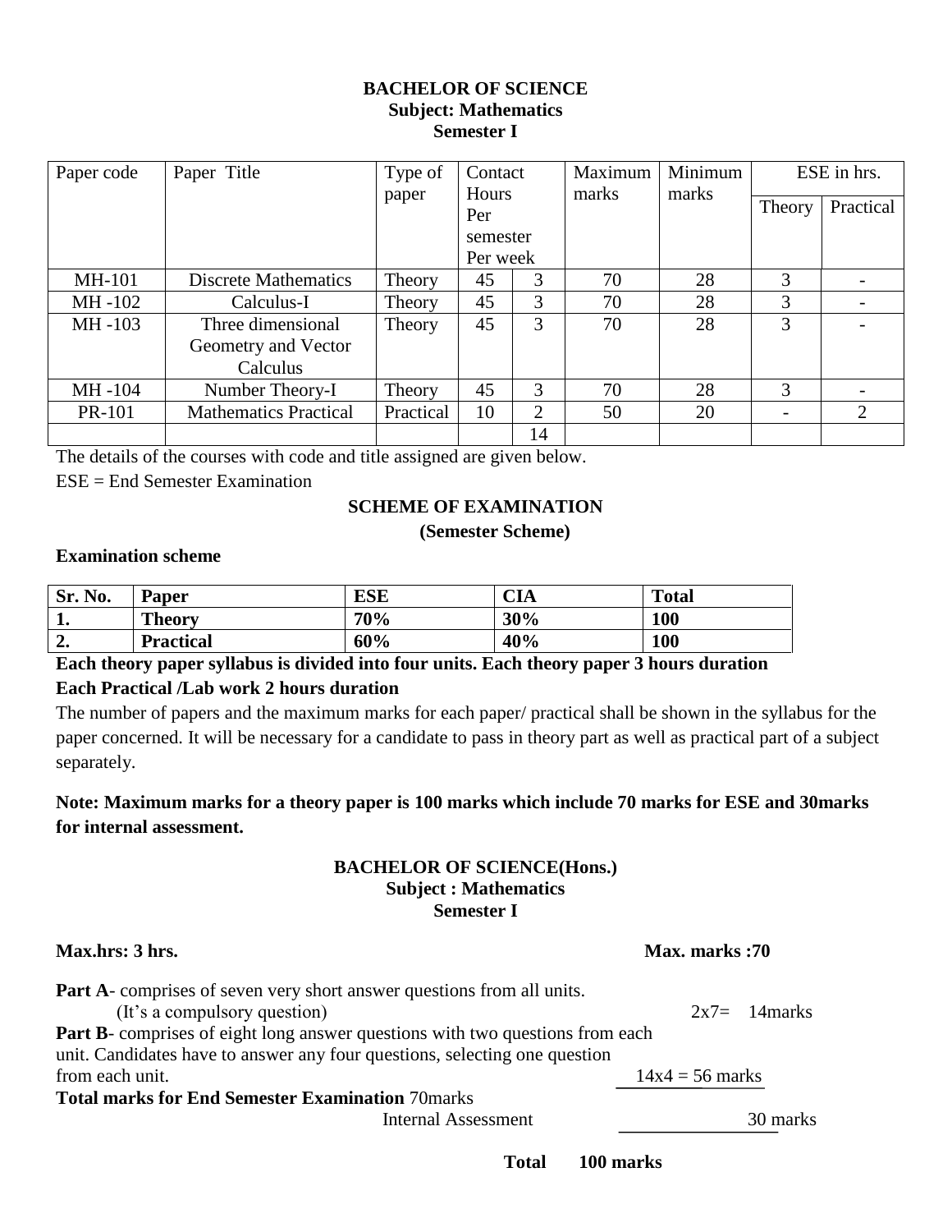**BACHELOR OF SCIENCE**
**Subject: Mathematics**
**Semester I**

| Paper code | Paper Title | Type of paper | Contact Hours Per semester Per week | | Maximum marks | Minimum marks | ESE in hrs. | |
|---|---|---|---|---|---|---|---|---|
| | | | | | | | Theory | Practical |
| MH-101 | Discrete Mathematics | Theory | 45 | 3 | 70 | 28 | 3 | - |
| MH -102 | Calculus-I | Theory | 45 | 3 | 70 | 28 | 3 | - |
| MH -103 | Three dimensional Geometry and Vector Calculus | Theory | 45 | 3 | 70 | 28 | 3 | - |
| MH -104 | Number Theory-I | Theory | 45 | 3 | 70 | 28 | 3 | - |
| PR-101 | Mathematics Practical | Practical | 10 | 2 | 50 | 20 | - | 2 |
| | | | | 14 | | | | |

The details of the courses with code and title assigned are given below.

ESE = End Semester Examination

**SCHEME OF EXAMINATION**

**(Semester Scheme)**

**Examination scheme**

| Sr. No. | Paper | ESE | CIA | Total |
|---|---|---|---|---|
| **1.** | **Theory** | **70%** | **30%** | **100** |
| **2.** | **Practical** | **60%** | **40%** | **100** |

**Each theory paper syllabus is divided into four units. Each theory paper 3 hours duration**

**Each Practical /Lab work 2 hours duration**

The number of papers and the maximum marks for each paper/ practical shall be shown in the syllabus for the paper concerned. It will be necessary for a candidate to pass in theory part as well as practical part of a subject separately.

**Note: Maximum marks for a theory paper is 100 marks which include 70 marks for ESE and 30marks for internal assessment.**

**BACHELOR OF SCIENCE(Hons.)**
**Subject : Mathematics**
**Semester I**

**Max.hrs: 3 hrs.** **Max. marks :70**

**Part A**- comprises of seven very short answer questions from all units. (It's a compulsory question) 2x7= 14marks

**Part B**- comprises of eight long answer questions with two questions from each unit. Candidates have to answer any four questions, selecting one question from each unit. 14x4 = 56 marks

**Total marks for End Semester Examination** 70marks

Internal Assessment 30 marks

**Total 100 marks**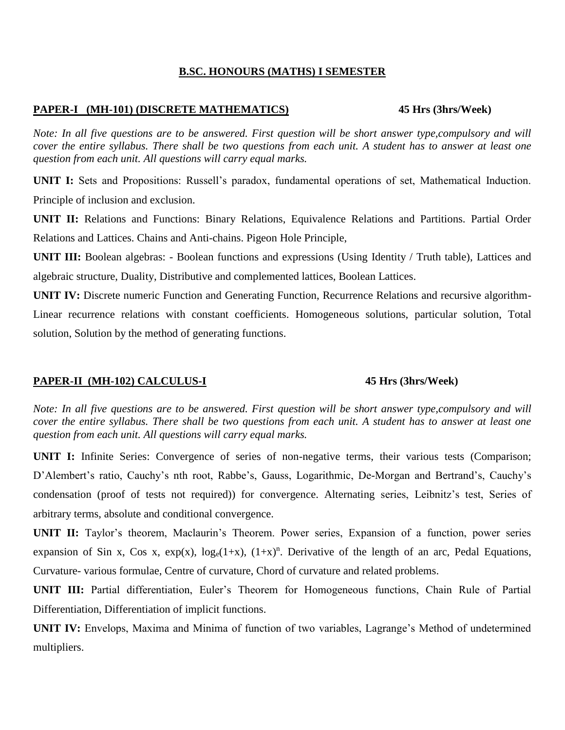# B.SC. HONOURS (MATHS) I SEMESTER

## PAPER-I (MH-101) (DISCRETE MATHEMATICS) 45 Hrs (3hrs/Week)

*Note: In all five questions are to be answered. First question will be short answer type,compulsory and will cover the entire syllabus. There shall be two questions from each unit. A student has to answer at least one question from each unit. All questions will carry equal marks.*

**UNIT I:** Sets and Propositions: Russell's paradox, fundamental operations of set, Mathematical Induction. Principle of inclusion and exclusion.

**UNIT II:** Relations and Functions: Binary Relations, Equivalence Relations and Partitions. Partial Order Relations and Lattices. Chains and Anti-chains. Pigeon Hole Principle,

**UNIT III:** Boolean algebras: - Boolean functions and expressions (Using Identity / Truth table), Lattices and algebraic structure, Duality, Distributive and complemented lattices, Boolean Lattices.

**UNIT IV:** Discrete numeric Function and Generating Function, Recurrence Relations and recursive algorithm- Linear recurrence relations with constant coefficients. Homogeneous solutions, particular solution, Total solution, Solution by the method of generating functions.

## PAPER-II (MH-102) CALCULUS-I 45 Hrs (3hrs/Week)

*Note: In all five questions are to be answered. First question will be short answer type,compulsory and will cover the entire syllabus. There shall be two questions from each unit. A student has to answer at least one question from each unit. All questions will carry equal marks.*

**UNIT I:** Infinite Series: Convergence of series of non-negative terms, their various tests (Comparison; D'Alembert's ratio, Cauchy's nth root, Rabbe's, Gauss, Logarithmic, De-Morgan and Bertrand's, Cauchy's condensation (proof of tests not required)) for convergence. Alternating series, Leibnitz's test, Series of arbitrary terms, absolute and conditional convergence.

**UNIT II:** Taylor's theorem, Maclaurin's Theorem. Power series, Expansion of a function, power series expansion of Sin x, Cos x, exp(x), $\log_e(1+x)$, $(1+x)^n$. Derivative of the length of an arc, Pedal Equations, Curvature- various formulae, Centre of curvature, Chord of curvature and related problems.

**UNIT III:** Partial differentiation, Euler's Theorem for Homogeneous functions, Chain Rule of Partial Differentiation, Differentiation of implicit functions.

**UNIT IV:** Envelops, Maxima and Minima of function of two variables, Lagrange's Method of undetermined multipliers.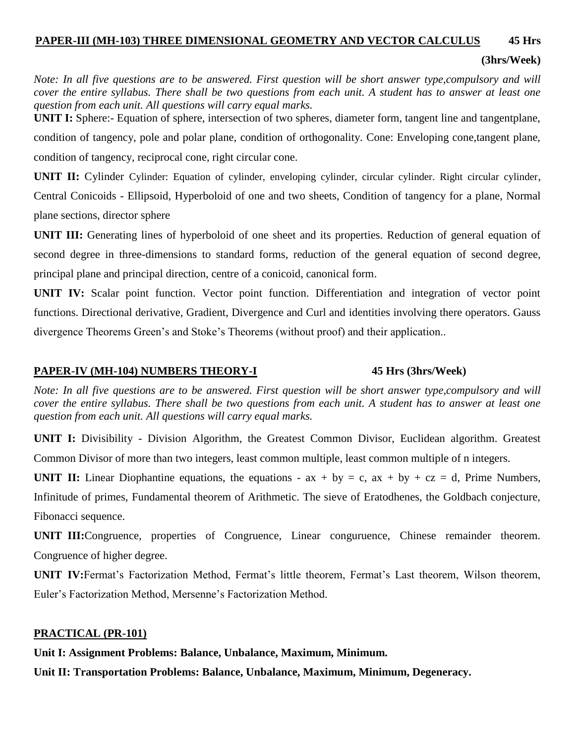## PAPER-III (MH-103) THREE DIMENSIONAL GEOMETRY AND VECTOR CALCULUS **45 Hrs (3hrs/Week)**

*Note: In all five questions are to be answered. First question will be short answer type,compulsory and will cover the entire syllabus. There shall be two questions from each unit. A student has to answer at least one question from each unit. All questions will carry equal marks.*

**UNIT I:** Sphere:- Equation of sphere, intersection of two spheres, diameter form, tangent line and tangentplane, condition of tangency, pole and polar plane, condition of orthogonality. Cone: Enveloping cone,tangent plane, condition of tangency, reciprocal cone, right circular cone.

**UNIT II:** Cylinder Cylinder: Equation of cylinder, enveloping cylinder, circular cylinder. Right circular cylinder, Central Conicoids - Ellipsoid, Hyperboloid of one and two sheets, Condition of tangency for a plane, Normal plane sections, director sphere

**UNIT III:** Generating lines of hyperboloid of one sheet and its properties. Reduction of general equation of second degree in three-dimensions to standard forms, reduction of the general equation of second degree, principal plane and principal direction, centre of a conicoid, canonical form.

**UNIT IV:** Scalar point function. Vector point function. Differentiation and integration of vector point functions. Directional derivative, Gradient, Divergence and Curl and identities involving there operators. Gauss divergence Theorems Green's and Stoke's Theorems (without proof) and their application..

## PAPER-IV (MH-104) NUMBERS THEORY-I **45 Hrs (3hrs/Week)**

*Note: In all five questions are to be answered. First question will be short answer type,compulsory and will cover the entire syllabus. There shall be two questions from each unit. A student has to answer at least one question from each unit. All questions will carry equal marks.*

**UNIT I:** Divisibility - Division Algorithm, the Greatest Common Divisor, Euclidean algorithm. Greatest Common Divisor of more than two integers, least common multiple, least common multiple of n integers.

**UNIT II:** Linear Diophantine equations, the equations - $ax + by = c$, $ax + by + cz = d$, Prime Numbers, Infinitude of primes, Fundamental theorem of Arithmetic. The sieve of Eratodhenes, the Goldbach conjecture, Fibonacci sequence.

**UNIT III:** Congruence, properties of Congruence, Linear conguruence, Chinese remainder theorem. Congruence of higher degree.

**UNIT IV:** Fermat's Factorization Method, Fermat's little theorem, Fermat's Last theorem, Wilson theorem, Euler's Factorization Method, Mersenne's Factorization Method.

## PRACTICAL (PR-101)

**Unit I: Assignment Problems: Balance, Unbalance, Maximum, Minimum.**

**Unit II: Transportation Problems: Balance, Unbalance, Maximum, Minimum, Degeneracy.**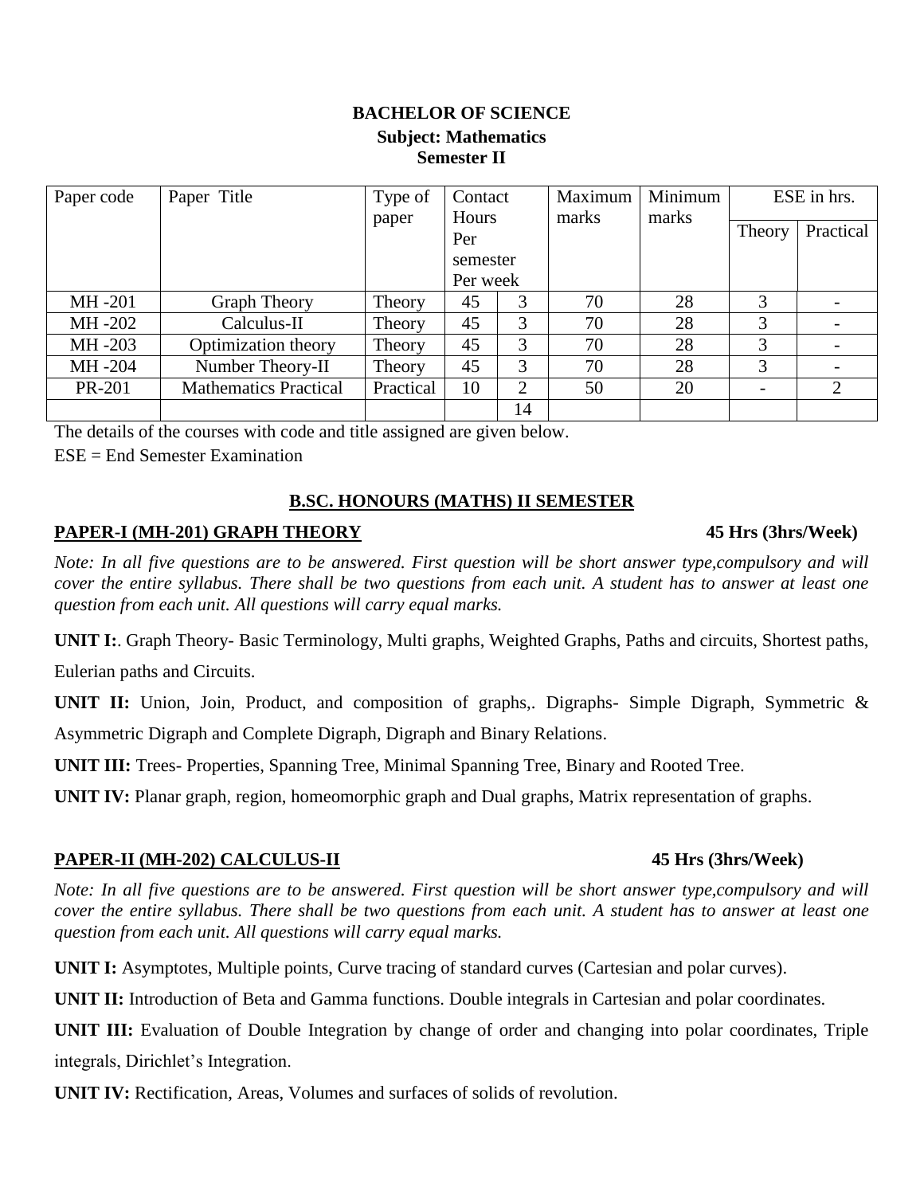# BACHELOR OF SCIENCE

## Subject: Mathematics

## Semester II

| Paper code | Paper Title | Type of paper | Contact Hours Per semester | Per week | Maximum marks | Minimum marks | ESE in hrs. | |
|---|---|---|---|---|---|---|---|---|
| | | | | | | | Theory | Practical |
| MH -201 | Graph Theory | Theory | 45 | 3 | 70 | 28 | 3 | - |
| MH -202 | Calculus-II | Theory | 45 | 3 | 70 | 28 | 3 | - |
| MH -203 | Optimization theory | Theory | 45 | 3 | 70 | 28 | 3 | - |
| MH -204 | Number Theory-II | Theory | 45 | 3 | 70 | 28 | 3 | - |
| PR-201 | Mathematics Practical | Practical | 10 | 2 | 50 | 20 | - | 2 |
| | | | | 14 | | | | |

The details of the courses with code and title assigned are given below.

ESE = End Semester Examination

## B.SC. HONOURS (MATHS) II SEMESTER

### PAPER-I (MH-201) GRAPH THEORY — 45 Hrs (3hrs/Week)

*Note: In all five questions are to be answered. First question will be short answer type,compulsory and will cover the entire syllabus. There shall be two questions from each unit. A student has to answer at least one question from each unit. All questions will carry equal marks.*

**UNIT I:**. Graph Theory- Basic Terminology, Multi graphs, Weighted Graphs, Paths and circuits, Shortest paths, Eulerian paths and Circuits.

**UNIT II:** Union, Join, Product, and composition of graphs,. Digraphs- Simple Digraph, Symmetric & Asymmetric Digraph and Complete Digraph, Digraph and Binary Relations.

**UNIT III:** Trees- Properties, Spanning Tree, Minimal Spanning Tree, Binary and Rooted Tree.

**UNIT IV:** Planar graph, region, homeomorphic graph and Dual graphs, Matrix representation of graphs.

### PAPER-II (MH-202) CALCULUS-II — 45 Hrs (3hrs/Week)

*Note: In all five questions are to be answered. First question will be short answer type,compulsory and will cover the entire syllabus. There shall be two questions from each unit. A student has to answer at least one question from each unit. All questions will carry equal marks.*

**UNIT I:** Asymptotes, Multiple points, Curve tracing of standard curves (Cartesian and polar curves).

**UNIT II:** Introduction of Beta and Gamma functions. Double integrals in Cartesian and polar coordinates.

**UNIT III:** Evaluation of Double Integration by change of order and changing into polar coordinates, Triple integrals, Dirichlet's Integration.

**UNIT IV:** Rectification, Areas, Volumes and surfaces of solids of revolution.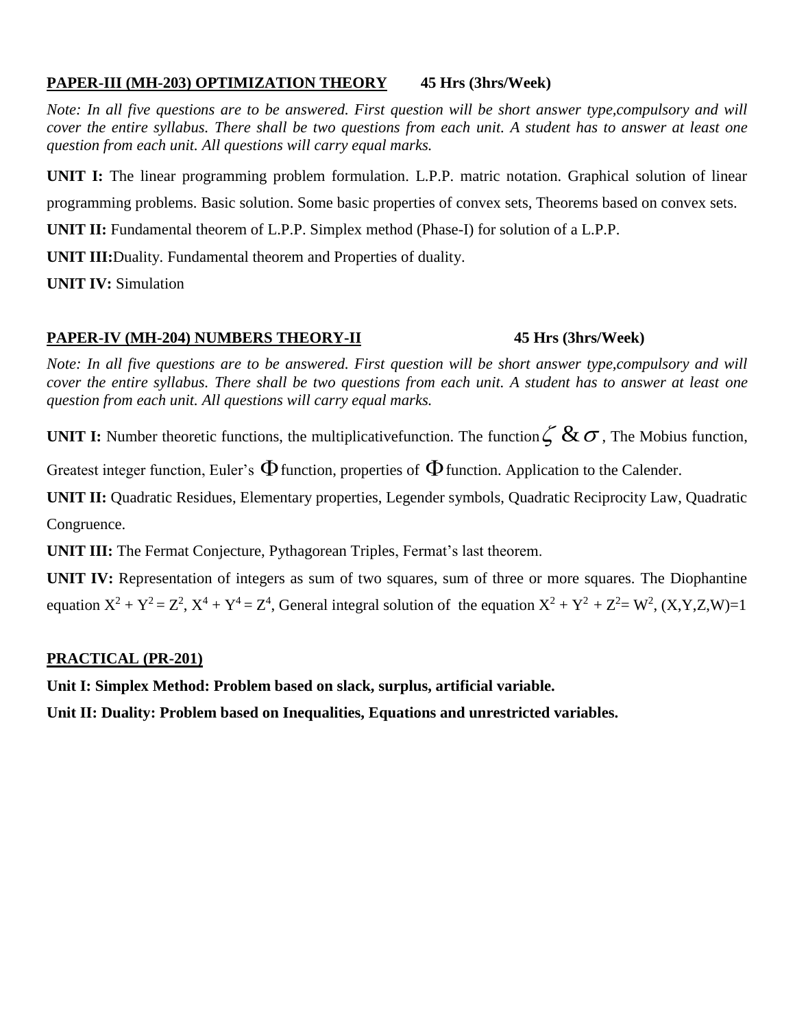## PAPER-III (MH-203) OPTIMIZATION THEORY 45 Hrs (3hrs/Week)

*Note: In all five questions are to be answered. First question will be short answer type,compulsory and will cover the entire syllabus. There shall be two questions from each unit. A student has to answer at least one question from each unit. All questions will carry equal marks.*

**UNIT I:** The linear programming problem formulation. L.P.P. matric notation. Graphical solution of linear programming problems. Basic solution. Some basic properties of convex sets, Theorems based on convex sets.

**UNIT II:** Fundamental theorem of L.P.P. Simplex method (Phase-I) for solution of a L.P.P.

**UNIT III:**Duality. Fundamental theorem and Properties of duality.

**UNIT IV:** Simulation

## PAPER-IV (MH-204) NUMBERS THEORY-II 45 Hrs (3hrs/Week)

*Note: In all five questions are to be answered. First question will be short answer type,compulsory and will cover the entire syllabus. There shall be two questions from each unit. A student has to answer at least one question from each unit. All questions will carry equal marks.*

**UNIT I:** Number theoretic functions, the multiplicativefunction. The function $\zeta$ & $\sigma$, The Mobius function, Greatest integer function, Euler's $\Phi$ function, properties of $\Phi$ function. Application to the Calender.

**UNIT II:** Quadratic Residues, Elementary properties, Legender symbols, Quadratic Reciprocity Law, Quadratic Congruence.

**UNIT III:** The Fermat Conjecture, Pythagorean Triples, Fermat's last theorem.

**UNIT IV:** Representation of integers as sum of two squares, sum of three or more squares. The Diophantine equation $X^2 + Y^2 = Z^2$, $X^4 + Y^4 = Z^4$, General integral solution of the equation $X^2 + Y^2 + Z^2 = W^2$, $(X,Y,Z,W)=1$

## PRACTICAL (PR-201)

**Unit I: Simplex Method: Problem based on slack, surplus, artificial variable.**

**Unit II: Duality: Problem based on Inequalities, Equations and unrestricted variables.**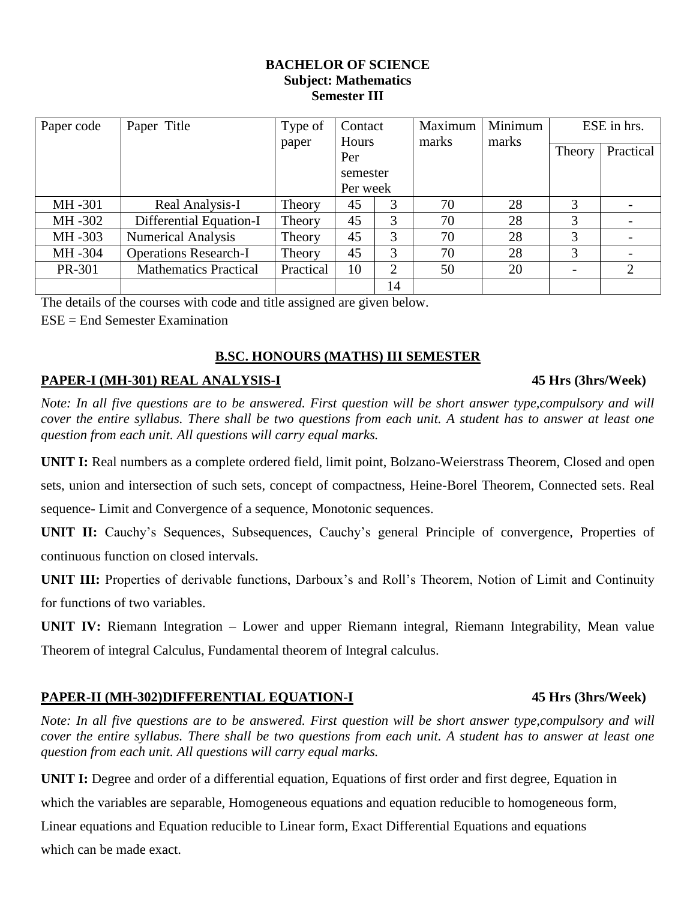**BACHELOR OF SCIENCE**
**Subject: Mathematics**
**Semester III**

| Paper code | Paper Title | Type of paper | Contact Hours Per semester | Per week | Maximum marks | Minimum marks | ESE in hrs. Theory | ESE in hrs. Practical |
|---|---|---|---|---|---|---|---|---|
| MH -301 | Real Analysis-I | Theory | 45 | 3 | 70 | 28 | 3 | - |
| MH -302 | Differential Equation-I | Theory | 45 | 3 | 70 | 28 | 3 | - |
| MH -303 | Numerical Analysis | Theory | 45 | 3 | 70 | 28 | 3 | - |
| MH -304 | Operations Research-I | Theory | 45 | 3 | 70 | 28 | 3 | - |
| PR-301 | Mathematics Practical | Practical | 10 | 2 | 50 | 20 | - | 2 |
| | | | | 14 | | | | |

The details of the courses with code and title assigned are given below.

ESE = End Semester Examination

## B.SC. HONOURS (MATHS) III SEMESTER

### PAPER-I (MH-301) REAL ANALYSIS-I — 45 Hrs (3hrs/Week)

*Note: In all five questions are to be answered. First question will be short answer type,compulsory and will cover the entire syllabus. There shall be two questions from each unit. A student has to answer at least one question from each unit. All questions will carry equal marks.*

**UNIT I:** Real numbers as a complete ordered field, limit point, Bolzano-Weierstrass Theorem, Closed and open sets, union and intersection of such sets, concept of compactness, Heine-Borel Theorem, Connected sets. Real sequence- Limit and Convergence of a sequence, Monotonic sequences.

**UNIT II:** Cauchy's Sequences, Subsequences, Cauchy's general Principle of convergence, Properties of continuous function on closed intervals.

**UNIT III:** Properties of derivable functions, Darboux's and Roll's Theorem, Notion of Limit and Continuity for functions of two variables.

**UNIT IV:** Riemann Integration – Lower and upper Riemann integral, Riemann Integrability, Mean value Theorem of integral Calculus, Fundamental theorem of Integral calculus.

### PAPER-II (MH-302)DIFFERENTIAL EQUATION-I — 45 Hrs (3hrs/Week)

*Note: In all five questions are to be answered. First question will be short answer type,compulsory and will cover the entire syllabus. There shall be two questions from each unit. A student has to answer at least one question from each unit. All questions will carry equal marks.*

**UNIT I:** Degree and order of a differential equation, Equations of first order and first degree, Equation in which the variables are separable, Homogeneous equations and equation reducible to homogeneous form, Linear equations and Equation reducible to Linear form, Exact Differential Equations and equations which can be made exact.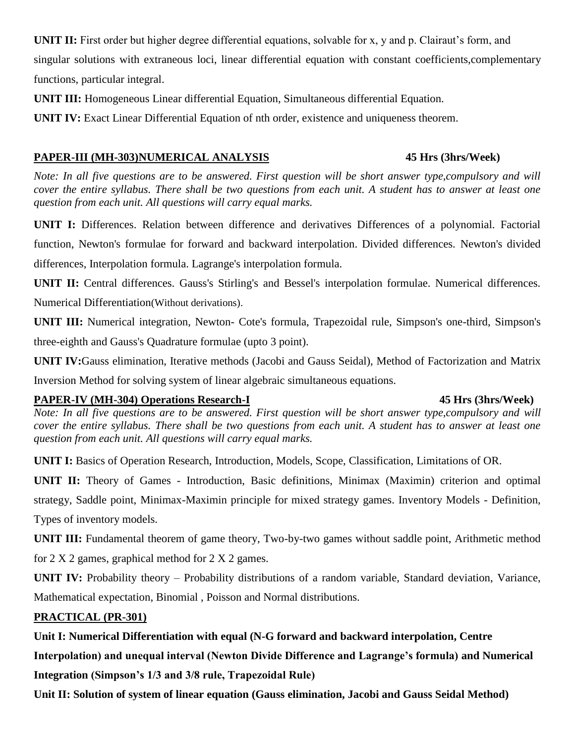**UNIT II:** First order but higher degree differential equations, solvable for x, y and p. Clairaut's form, and singular solutions with extraneous loci, linear differential equation with constant coefficients,complementary functions, particular integral.

**UNIT III:** Homogeneous Linear differential Equation, Simultaneous differential Equation.

**UNIT IV:** Exact Linear Differential Equation of nth order, existence and uniqueness theorem.

## PAPER-III (MH-303)NUMERICAL ANALYSIS 45 Hrs (3hrs/Week)

*Note: In all five questions are to be answered. First question will be short answer type,compulsory and will cover the entire syllabus. There shall be two questions from each unit. A student has to answer at least one question from each unit. All questions will carry equal marks.*

**UNIT I:** Differences. Relation between difference and derivatives Differences of a polynomial. Factorial function, Newton's formulae for forward and backward interpolation. Divided differences. Newton's divided differences, Interpolation formula. Lagrange's interpolation formula.

**UNIT II:** Central differences. Gauss's Stirling's and Bessel's interpolation formulae. Numerical differences. Numerical Differentiation(Without derivations).

**UNIT III:** Numerical integration, Newton- Cote's formula, Trapezoidal rule, Simpson's one-third, Simpson's three-eighth and Gauss's Quadrature formulae (upto 3 point).

**UNIT IV:**Gauss elimination, Iterative methods (Jacobi and Gauss Seidal), Method of Factorization and Matrix Inversion Method for solving system of linear algebraic simultaneous equations.

## PAPER-IV (MH-304) Operations Research-I 45 Hrs (3hrs/Week)

*Note: In all five questions are to be answered. First question will be short answer type,compulsory and will cover the entire syllabus. There shall be two questions from each unit. A student has to answer at least one question from each unit. All questions will carry equal marks.*

**UNIT I:** Basics of Operation Research, Introduction, Models, Scope, Classification, Limitations of OR.

**UNIT II:** Theory of Games - Introduction, Basic definitions, Minimax (Maximin) criterion and optimal strategy, Saddle point, Minimax-Maximin principle for mixed strategy games. Inventory Models - Definition, Types of inventory models.

**UNIT III:** Fundamental theorem of game theory, Two-by-two games without saddle point, Arithmetic method for 2 X 2 games, graphical method for 2 X 2 games.

**UNIT IV:** Probability theory – Probability distributions of a random variable, Standard deviation, Variance, Mathematical expectation, Binomial , Poisson and Normal distributions.

## PRACTICAL (PR-301)

**Unit I: Numerical Differentiation with equal (N-G forward and backward interpolation, Centre Interpolation) and unequal interval (Newton Divide Difference and Lagrange's formula) and Numerical Integration (Simpson's 1/3 and 3/8 rule, Trapezoidal Rule)**

**Unit II: Solution of system of linear equation (Gauss elimination, Jacobi and Gauss Seidal Method)**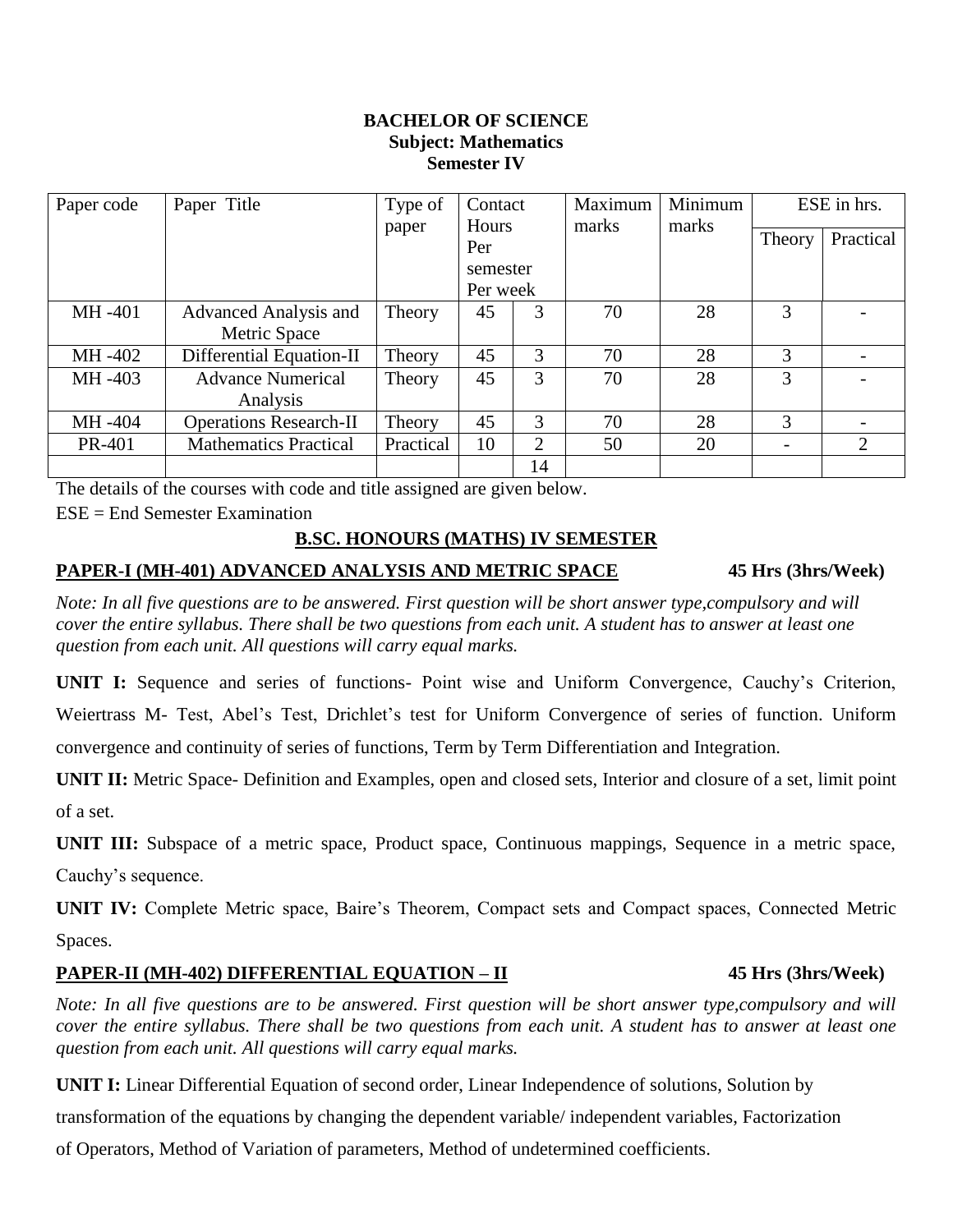**BACHELOR OF SCIENCE**
**Subject: Mathematics**
**Semester IV**

| Paper code | Paper Title | Type of paper | Contact Hours Per semester | Per week | Maximum marks | Minimum marks | ESE in hrs. | |
|---|---|---|---|---|---|---|---|---|
| | | | | | | | Theory | Practical |
| MH -401 | Advanced Analysis and Metric Space | Theory | 45 | 3 | 70 | 28 | 3 | - |
| MH -402 | Differential Equation-II | Theory | 45 | 3 | 70 | 28 | 3 | - |
| MH -403 | Advance Numerical Analysis | Theory | 45 | 3 | 70 | 28 | 3 | - |
| MH -404 | Operations Research-II | Theory | 45 | 3 | 70 | 28 | 3 | - |
| PR-401 | Mathematics Practical | Practical | 10 | 2 | 50 | 20 | - | 2 |
| | | | | 14 | | | | |

The details of the courses with code and title assigned are given below.

ESE = End Semester Examination

## B.SC. HONOURS (MATHS) IV SEMESTER

### PAPER-I (MH-401) ADVANCED ANALYSIS AND METRIC SPACE 45 Hrs (3hrs/Week)

*Note: In all five questions are to be answered. First question will be short answer type,compulsory and will cover the entire syllabus. There shall be two questions from each unit. A student has to answer at least one question from each unit. All questions will carry equal marks.*

**UNIT I:** Sequence and series of functions- Point wise and Uniform Convergence, Cauchy's Criterion, Weiertrass M- Test, Abel's Test, Drichlet's test for Uniform Convergence of series of function. Uniform convergence and continuity of series of functions, Term by Term Differentiation and Integration.

**UNIT II:** Metric Space- Definition and Examples, open and closed sets, Interior and closure of a set, limit point of a set.

**UNIT III:** Subspace of a metric space, Product space, Continuous mappings, Sequence in a metric space, Cauchy's sequence.

**UNIT IV:** Complete Metric space, Baire's Theorem, Compact sets and Compact spaces, Connected Metric Spaces.

### PAPER-II (MH-402) DIFFERENTIAL EQUATION – II 45 Hrs (3hrs/Week)

*Note: In all five questions are to be answered. First question will be short answer type,compulsory and will cover the entire syllabus. There shall be two questions from each unit. A student has to answer at least one question from each unit. All questions will carry equal marks.*

**UNIT I:** Linear Differential Equation of second order, Linear Independence of solutions, Solution by transformation of the equations by changing the dependent variable/ independent variables, Factorization of Operators, Method of Variation of parameters, Method of undetermined coefficients.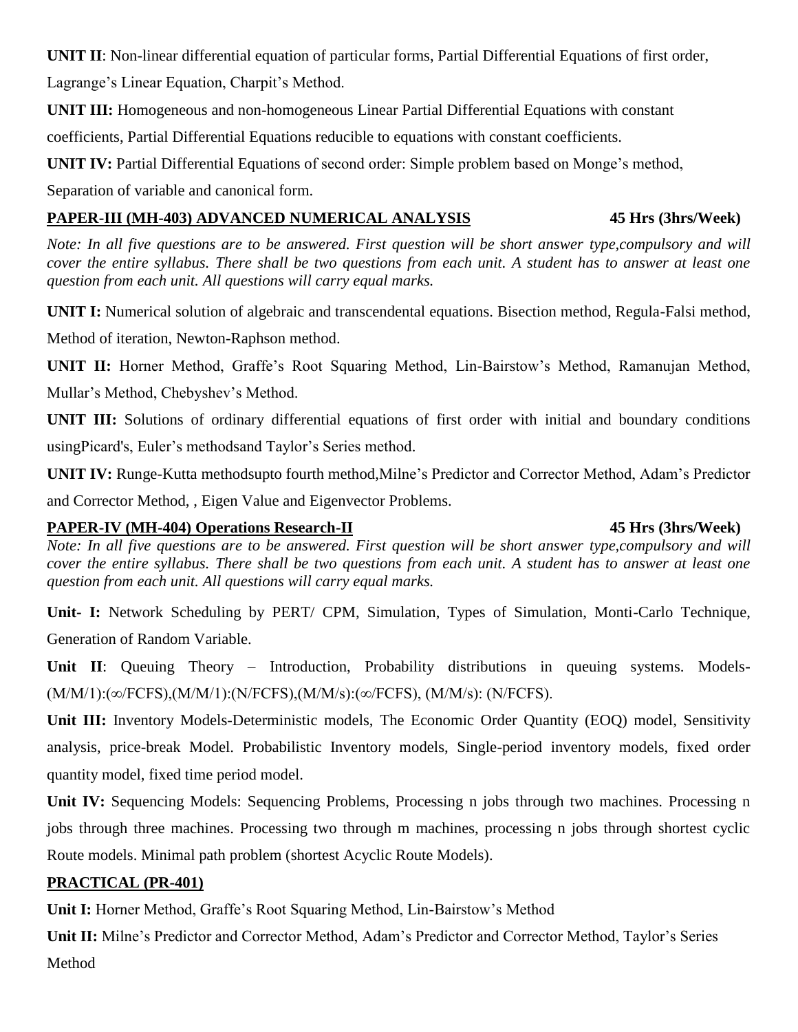**UNIT II**: Non-linear differential equation of particular forms, Partial Differential Equations of first order, Lagrange's Linear Equation, Charpit's Method.

**UNIT III:** Homogeneous and non-homogeneous Linear Partial Differential Equations with constant coefficients, Partial Differential Equations reducible to equations with constant coefficients.

**UNIT IV:** Partial Differential Equations of second order: Simple problem based on Monge's method, Separation of variable and canonical form.

## PAPER-III (MH-403) ADVANCED NUMERICAL ANALYSIS — 45 Hrs (3hrs/Week)

*Note: In all five questions are to be answered. First question will be short answer type,compulsory and will cover the entire syllabus. There shall be two questions from each unit. A student has to answer at least one question from each unit. All questions will carry equal marks.*

**UNIT I:** Numerical solution of algebraic and transcendental equations. Bisection method, Regula-Falsi method, Method of iteration, Newton-Raphson method.

**UNIT II:** Horner Method, Graffe's Root Squaring Method, Lin-Bairstow's Method, Ramanujan Method, Mullar's Method, Chebyshev's Method.

**UNIT III:** Solutions of ordinary differential equations of first order with initial and boundary conditions usingPicard's, Euler's methodsand Taylor's Series method.

**UNIT IV:** Runge-Kutta methodsupto fourth method,Milne's Predictor and Corrector Method, Adam's Predictor and Corrector Method, , Eigen Value and Eigenvector Problems.

## PAPER-IV (MH-404) Operations Research-II — 45 Hrs (3hrs/Week)

*Note: In all five questions are to be answered. First question will be short answer type,compulsory and will cover the entire syllabus. There shall be two questions from each unit. A student has to answer at least one question from each unit. All questions will carry equal marks.*

**Unit- I:** Network Scheduling by PERT/ CPM, Simulation, Types of Simulation, Monti-Carlo Technique, Generation of Random Variable.

**Unit II**: Queuing Theory – Introduction, Probability distributions in queuing systems. Models- (M/M/1):(∞/FCFS),(M/M/1):(N/FCFS),(M/M/s):(∞/FCFS), (M/M/s): (N/FCFS).

**Unit III:** Inventory Models-Deterministic models, The Economic Order Quantity (EOQ) model, Sensitivity analysis, price-break Model. Probabilistic Inventory models, Single-period inventory models, fixed order quantity model, fixed time period model.

**Unit IV:** Sequencing Models: Sequencing Problems, Processing n jobs through two machines. Processing n jobs through three machines. Processing two through m machines, processing n jobs through shortest cyclic Route models. Minimal path problem (shortest Acyclic Route Models).

## PRACTICAL (PR-401)

**Unit I:** Horner Method, Graffe's Root Squaring Method, Lin-Bairstow's Method

**Unit II:** Milne's Predictor and Corrector Method, Adam's Predictor and Corrector Method, Taylor's Series Method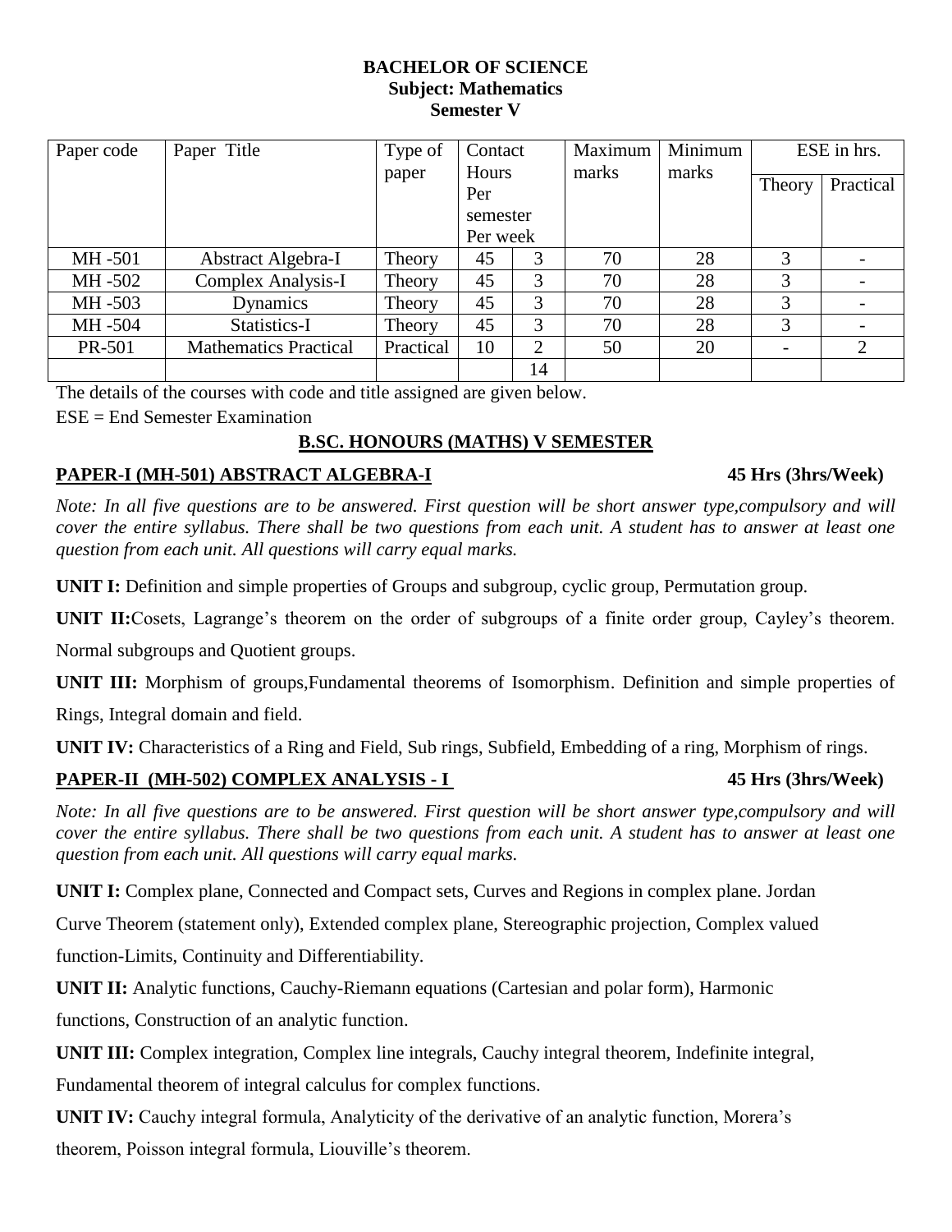**BACHELOR OF SCIENCE**
**Subject: Mathematics**
**Semester V**

| Paper code | Paper Title | Type of paper | Contact Hours Per semester Per week | | Maximum marks | Minimum marks | ESE in hrs. | |
|---|---|---|---|---|---|---|---|---|
| | | | | | | | Theory | Practical |
| MH -501 | Abstract Algebra-I | Theory | 45 | 3 | 70 | 28 | 3 | - |
| MH -502 | Complex Analysis-I | Theory | 45 | 3 | 70 | 28 | 3 | - |
| MH -503 | Dynamics | Theory | 45 | 3 | 70 | 28 | 3 | - |
| MH -504 | Statistics-I | Theory | 45 | 3 | 70 | 28 | 3 | - |
| PR-501 | Mathematics Practical | Practical | 10 | 2 | 50 | 20 | - | 2 |
| | | | | 14 | | | | |

The details of the courses with code and title assigned are given below.

ESE = End Semester Examination

## B.SC. HONOURS (MATHS) V SEMESTER

### PAPER-I (MH-501) ABSTRACT ALGEBRA-I — 45 Hrs (3hrs/Week)

*Note: In all five questions are to be answered. First question will be short answer type,compulsory and will cover the entire syllabus. There shall be two questions from each unit. A student has to answer at least one question from each unit. All questions will carry equal marks.*

**UNIT I:** Definition and simple properties of Groups and subgroup, cyclic group, Permutation group.

**UNIT II:**Cosets, Lagrange's theorem on the order of subgroups of a finite order group, Cayley's theorem. Normal subgroups and Quotient groups.

**UNIT III:** Morphism of groups,Fundamental theorems of Isomorphism. Definition and simple properties of Rings, Integral domain and field.

**UNIT IV:** Characteristics of a Ring and Field, Sub rings, Subfield, Embedding of a ring, Morphism of rings.

### PAPER-II (MH-502) COMPLEX ANALYSIS - I — 45 Hrs (3hrs/Week)

*Note: In all five questions are to be answered. First question will be short answer type,compulsory and will cover the entire syllabus. There shall be two questions from each unit. A student has to answer at least one question from each unit. All questions will carry equal marks.*

**UNIT I:** Complex plane, Connected and Compact sets, Curves and Regions in complex plane. Jordan Curve Theorem (statement only), Extended complex plane, Stereographic projection, Complex valued function-Limits, Continuity and Differentiability.

**UNIT II:** Analytic functions, Cauchy-Riemann equations (Cartesian and polar form), Harmonic functions, Construction of an analytic function.

**UNIT III:** Complex integration, Complex line integrals, Cauchy integral theorem, Indefinite integral, Fundamental theorem of integral calculus for complex functions.

**UNIT IV:** Cauchy integral formula, Analyticity of the derivative of an analytic function, Morera's theorem, Poisson integral formula, Liouville's theorem.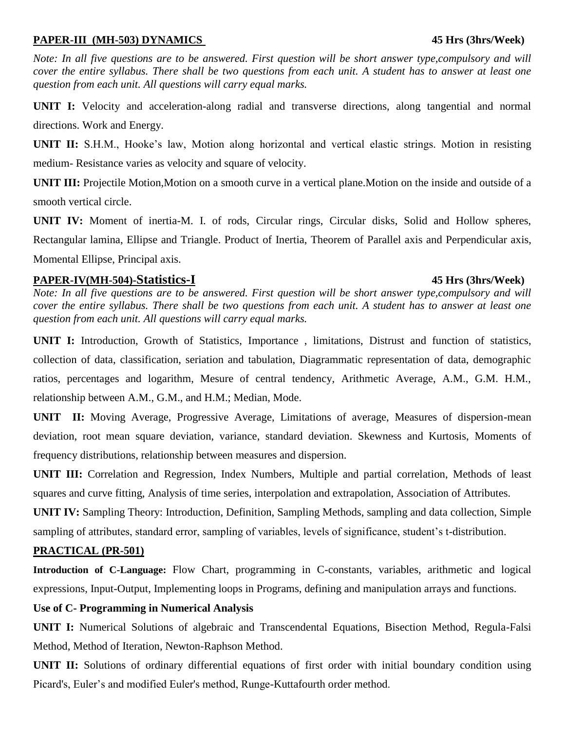## PAPER-III (MH-503) DYNAMICS **45 Hrs (3hrs/Week)**

*Note: In all five questions are to be answered. First question will be short answer type,compulsory and will cover the entire syllabus. There shall be two questions from each unit. A student has to answer at least one question from each unit. All questions will carry equal marks.*

**UNIT I:** Velocity and acceleration-along radial and transverse directions, along tangential and normal directions. Work and Energy.

**UNIT II:** S.H.M., Hooke's law, Motion along horizontal and vertical elastic strings. Motion in resisting medium- Resistance varies as velocity and square of velocity.

**UNIT III:** Projectile Motion,Motion on a smooth curve in a vertical plane.Motion on the inside and outside of a smooth vertical circle.

**UNIT IV:** Moment of inertia-M. I. of rods, Circular rings, Circular disks, Solid and Hollow spheres, Rectangular lamina, Ellipse and Triangle. Product of Inertia, Theorem of Parallel axis and Perpendicular axis, Momental Ellipse, Principal axis.

## PAPER-IV(MH-504)-Statistics-I **45 Hrs (3hrs/Week)**

*Note: In all five questions are to be answered. First question will be short answer type,compulsory and will cover the entire syllabus. There shall be two questions from each unit. A student has to answer at least one question from each unit. All questions will carry equal marks.*

**UNIT I:** Introduction, Growth of Statistics, Importance , limitations, Distrust and function of statistics, collection of data, classification, seriation and tabulation, Diagrammatic representation of data, demographic ratios, percentages and logarithm, Mesure of central tendency, Arithmetic Average, A.M., G.M. H.M., relationship between A.M., G.M., and H.M.; Median, Mode.

**UNIT II:** Moving Average, Progressive Average, Limitations of average, Measures of dispersion-mean deviation, root mean square deviation, variance, standard deviation. Skewness and Kurtosis, Moments of frequency distributions, relationship between measures and dispersion.

**UNIT III:** Correlation and Regression, Index Numbers, Multiple and partial correlation, Methods of least squares and curve fitting, Analysis of time series, interpolation and extrapolation, Association of Attributes.

**UNIT IV:** Sampling Theory: Introduction, Definition, Sampling Methods, sampling and data collection, Simple sampling of attributes, standard error, sampling of variables, levels of significance, student's t-distribution.

## PRACTICAL (PR-501)

**Introduction of C-Language:** Flow Chart, programming in C-constants, variables, arithmetic and logical expressions, Input-Output, Implementing loops in Programs, defining and manipulation arrays and functions.

**Use of C- Programming in Numerical Analysis**

**UNIT I:** Numerical Solutions of algebraic and Transcendental Equations, Bisection Method, Regula-Falsi Method, Method of Iteration, Newton-Raphson Method.

**UNIT II:** Solutions of ordinary differential equations of first order with initial boundary condition using Picard's, Euler's and modified Euler's method, Runge-Kuttafourth order method.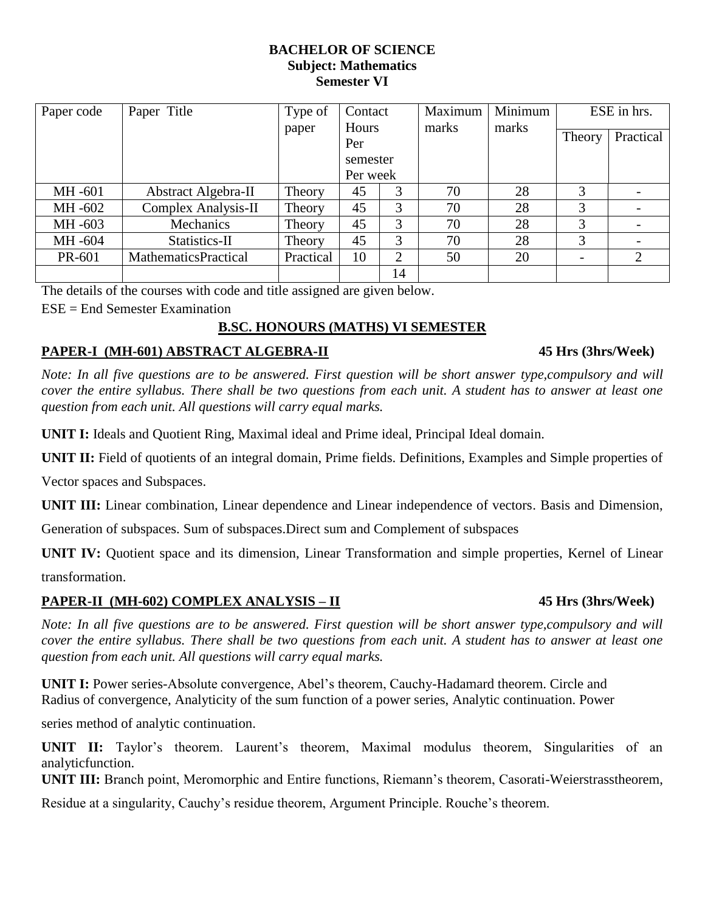**BACHELOR OF SCIENCE**
**Subject: Mathematics**
**Semester VI**

| Paper code | Paper Title | Type of paper | Contact Hours Per semester Per week | | Maximum marks | Minimum marks | ESE in hrs. | |
|---|---|---|---|---|---|---|---|---|
| | | | | | | | Theory | Practical |
| MH -601 | Abstract Algebra-II | Theory | 45 | 3 | 70 | 28 | 3 | - |
| MH -602 | Complex Analysis-II | Theory | 45 | 3 | 70 | 28 | 3 | - |
| MH -603 | Mechanics | Theory | 45 | 3 | 70 | 28 | 3 | - |
| MH -604 | Statistics-II | Theory | 45 | 3 | 70 | 28 | 3 | - |
| PR-601 | MathematicsPractical | Practical | 10 | 2 | 50 | 20 | - | 2 |
| | | | | 14 | | | | |

The details of the courses with code and title assigned are given below.

ESE = End Semester Examination

## B.SC. HONOURS (MATHS) VI SEMESTER

### PAPER-I (MH-601) ABSTRACT ALGEBRA-II — 45 Hrs (3hrs/Week)

*Note: In all five questions are to be answered. First question will be short answer type,compulsory and will cover the entire syllabus. There shall be two questions from each unit. A student has to answer at least one question from each unit. All questions will carry equal marks.*

**UNIT I:** Ideals and Quotient Ring, Maximal ideal and Prime ideal, Principal Ideal domain.

**UNIT II:** Field of quotients of an integral domain, Prime fields. Definitions, Examples and Simple properties of Vector spaces and Subspaces.

**UNIT III:** Linear combination, Linear dependence and Linear independence of vectors. Basis and Dimension, Generation of subspaces. Sum of subspaces.Direct sum and Complement of subspaces

**UNIT IV:** Quotient space and its dimension, Linear Transformation and simple properties, Kernel of Linear transformation.

### PAPER-II (MH-602) COMPLEX ANALYSIS – II — 45 Hrs (3hrs/Week)

*Note: In all five questions are to be answered. First question will be short answer type,compulsory and will cover the entire syllabus. There shall be two questions from each unit. A student has to answer at least one question from each unit. All questions will carry equal marks.*

**UNIT I:** Power series-Absolute convergence, Abel's theorem, Cauchy-Hadamard theorem. Circle and Radius of convergence, Analyticity of the sum function of a power series, Analytic continuation. Power series method of analytic continuation.

**UNIT II:** Taylor's theorem. Laurent's theorem, Maximal modulus theorem, Singularities of an analyticfunction.

**UNIT III:** Branch point, Meromorphic and Entire functions, Riemann's theorem, Casorati-Weierstrasstheorem, Residue at a singularity, Cauchy's residue theorem, Argument Principle. Rouche's theorem.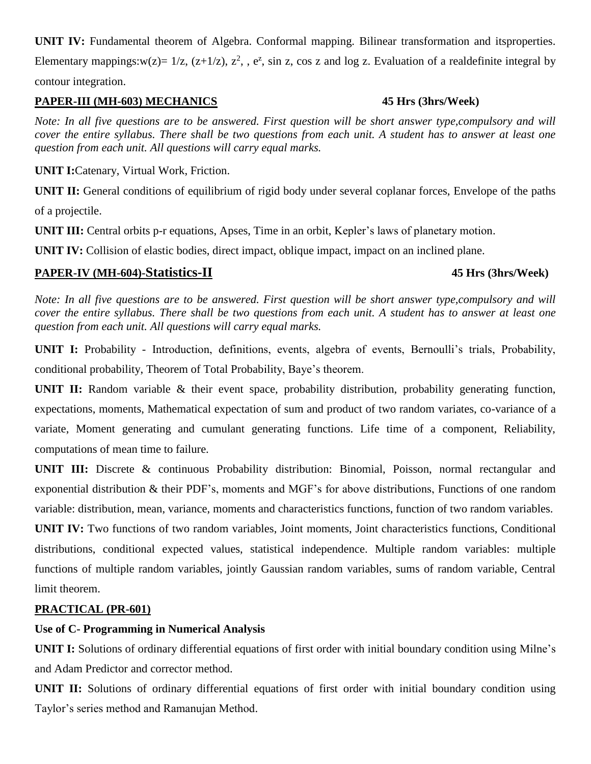**UNIT IV:** Fundamental theorem of Algebra. Conformal mapping. Bilinear transformation and itsproperties. Elementary mappings:$w(z)= 1/z$, $(z+1/z)$, $z^2$, , $e^z$, sin z, cos z and log z. Evaluation of a realdefinite integral by contour integration.

## PAPER-III (MH-603) MECHANICS — 45 Hrs (3hrs/Week)

*Note: In all five questions are to be answered. First question will be short answer type,compulsory and will cover the entire syllabus. There shall be two questions from each unit. A student has to answer at least one question from each unit. All questions will carry equal marks.*

**UNIT I:** Catenary, Virtual Work, Friction.

**UNIT II:** General conditions of equilibrium of rigid body under several coplanar forces, Envelope of the paths of a projectile.

**UNIT III:** Central orbits p-r equations, Apses, Time in an orbit, Kepler's laws of planetary motion.

**UNIT IV:** Collision of elastic bodies, direct impact, oblique impact, impact on an inclined plane.

## PAPER-IV (MH-604)-Statistics-II — 45 Hrs (3hrs/Week)

*Note: In all five questions are to be answered. First question will be short answer type,compulsory and will cover the entire syllabus. There shall be two questions from each unit. A student has to answer at least one question from each unit. All questions will carry equal marks.*

**UNIT I:** Probability - Introduction, definitions, events, algebra of events, Bernoulli's trials, Probability, conditional probability, Theorem of Total Probability, Baye's theorem.

**UNIT II:** Random variable & their event space, probability distribution, probability generating function, expectations, moments, Mathematical expectation of sum and product of two random variates, co-variance of a variate, Moment generating and cumulant generating functions. Life time of a component, Reliability, computations of mean time to failure.

**UNIT III:** Discrete & continuous Probability distribution: Binomial, Poisson, normal rectangular and exponential distribution & their PDF's, moments and MGF's for above distributions, Functions of one random variable: distribution, mean, variance, moments and characteristics functions, function of two random variables.

**UNIT IV:** Two functions of two random variables, Joint moments, Joint characteristics functions, Conditional distributions, conditional expected values, statistical independence. Multiple random variables: multiple functions of multiple random variables, jointly Gaussian random variables, sums of random variable, Central limit theorem.

## PRACTICAL (PR-601)

**Use of C- Programming in Numerical Analysis**

**UNIT I:** Solutions of ordinary differential equations of first order with initial boundary condition using Milne's and Adam Predictor and corrector method.

**UNIT II:** Solutions of ordinary differential equations of first order with initial boundary condition using Taylor's series method and Ramanujan Method.